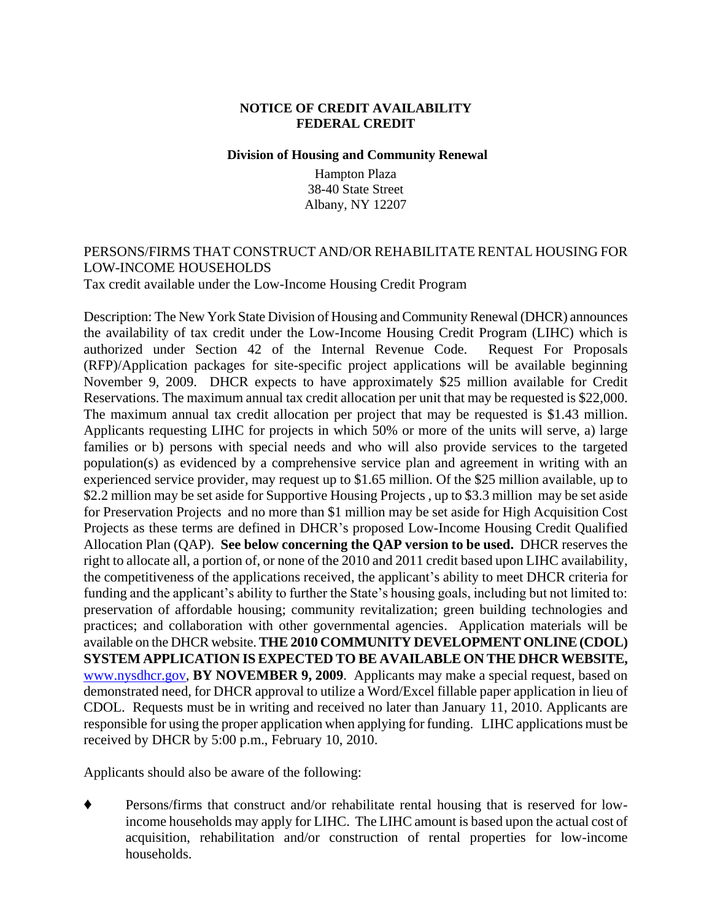**NOTICE OF CREDIT AVAILABILITY**
**FEDERAL CREDIT**

**Division of Housing and Community Renewal**

Hampton Plaza
38-40 State Street
Albany, NY 12207

PERSONS/FIRMS THAT CONSTRUCT AND/OR REHABILITATE RENTAL HOUSING FOR LOW-INCOME HOUSEHOLDS
Tax credit available under the Low-Income Housing Credit Program

Description: The New York State Division of Housing and Community Renewal (DHCR) announces the availability of tax credit under the Low-Income Housing Credit Program (LIHC) which is authorized under Section 42 of the Internal Revenue Code. Request For Proposals (RFP)/Application packages for site-specific project applications will be available beginning November 9, 2009. DHCR expects to have approximately $25 million available for Credit Reservations. The maximum annual tax credit allocation per unit that may be requested is $22,000. The maximum annual tax credit allocation per project that may be requested is $1.43 million. Applicants requesting LIHC for projects in which 50% or more of the units will serve, a) large families or b) persons with special needs and who will also provide services to the targeted population(s) as evidenced by a comprehensive service plan and agreement in writing with an experienced service provider, may request up to $1.65 million. Of the $25 million available, up to $2.2 million may be set aside for Supportive Housing Projects , up to $3.3 million may be set aside for Preservation Projects and no more than $1 million may be set aside for High Acquisition Cost Projects as these terms are defined in DHCR's proposed Low-Income Housing Credit Qualified Allocation Plan (QAP). **See below concerning the QAP version to be used.** DHCR reserves the right to allocate all, a portion of, or none of the 2010 and 2011 credit based upon LIHC availability, the competitiveness of the applications received, the applicant's ability to meet DHCR criteria for funding and the applicant's ability to further the State's housing goals, including but not limited to: preservation of affordable housing; community revitalization; green building technologies and practices; and collaboration with other governmental agencies. Application materials will be available on the DHCR website. **THE 2010 COMMUNITY DEVELOPMENT ONLINE (CDOL) SYSTEM APPLICATION IS EXPECTED TO BE AVAILABLE ON THE DHCR WEBSITE,** www.nysdhcr.gov, **BY NOVEMBER 9, 2009**. Applicants may make a special request, based on demonstrated need, for DHCR approval to utilize a Word/Excel fillable paper application in lieu of CDOL. Requests must be in writing and received no later than January 11, 2010. Applicants are responsible for using the proper application when applying for funding. LIHC applications must be received by DHCR by 5:00 p.m., February 10, 2010.

Applicants should also be aware of the following:

- ♦ Persons/firms that construct and/or rehabilitate rental housing that is reserved for low-income households may apply for LIHC. The LIHC amount is based upon the actual cost of acquisition, rehabilitation and/or construction of rental properties for low-income households.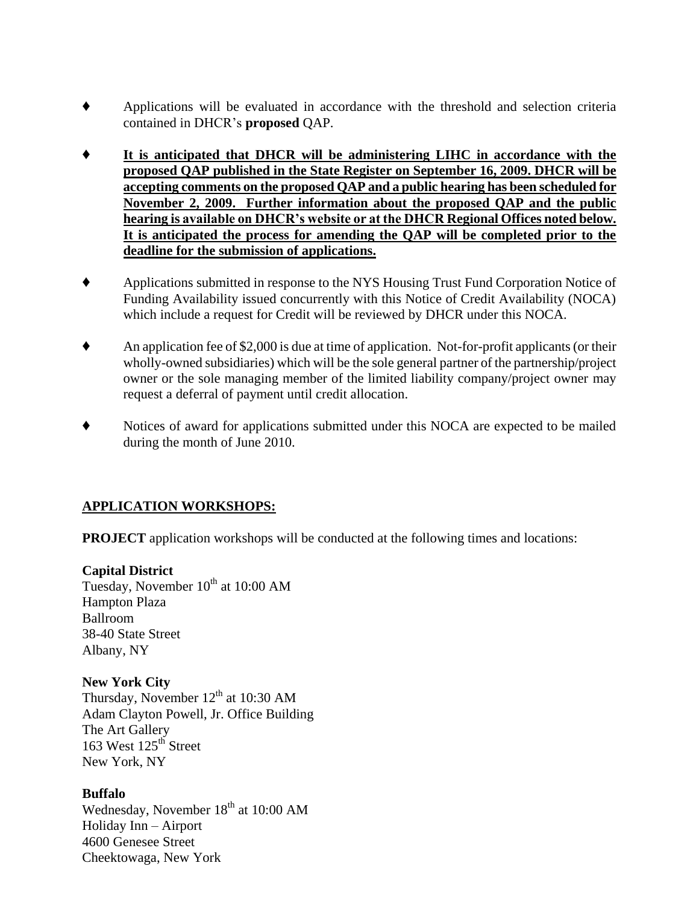- Applications will be evaluated in accordance with the threshold and selection criteria contained in DHCR's **proposed** QAP.

- **It is anticipated that DHCR will be administering LIHC in accordance with the proposed QAP published in the State Register on September 16, 2009. DHCR will be accepting comments on the proposed QAP and a public hearing has been scheduled for November 2, 2009. Further information about the proposed QAP and the public hearing is available on DHCR's website or at the DHCR Regional Offices noted below. It is anticipated the process for amending the QAP will be completed prior to the deadline for the submission of applications.**

- Applications submitted in response to the NYS Housing Trust Fund Corporation Notice of Funding Availability issued concurrently with this Notice of Credit Availability (NOCA) which include a request for Credit will be reviewed by DHCR under this NOCA.

- An application fee of $2,000 is due at time of application. Not-for-profit applicants (or their wholly-owned subsidiaries) which will be the sole general partner of the partnership/project owner or the sole managing member of the limited liability company/project owner may request a deferral of payment until credit allocation.

- Notices of award for applications submitted under this NOCA are expected to be mailed during the month of June 2010.

## APPLICATION WORKSHOPS:

**PROJECT** application workshops will be conducted at the following times and locations:

**Capital District**
Tuesday, November 10th at 10:00 AM
Hampton Plaza
Ballroom
38-40 State Street
Albany, NY

**New York City**
Thursday, November 12th at 10:30 AM
Adam Clayton Powell, Jr. Office Building
The Art Gallery
163 West 125th Street
New York, NY

**Buffalo**
Wednesday, November 18th at 10:00 AM
Holiday Inn – Airport
4600 Genesee Street
Cheektowaga, New York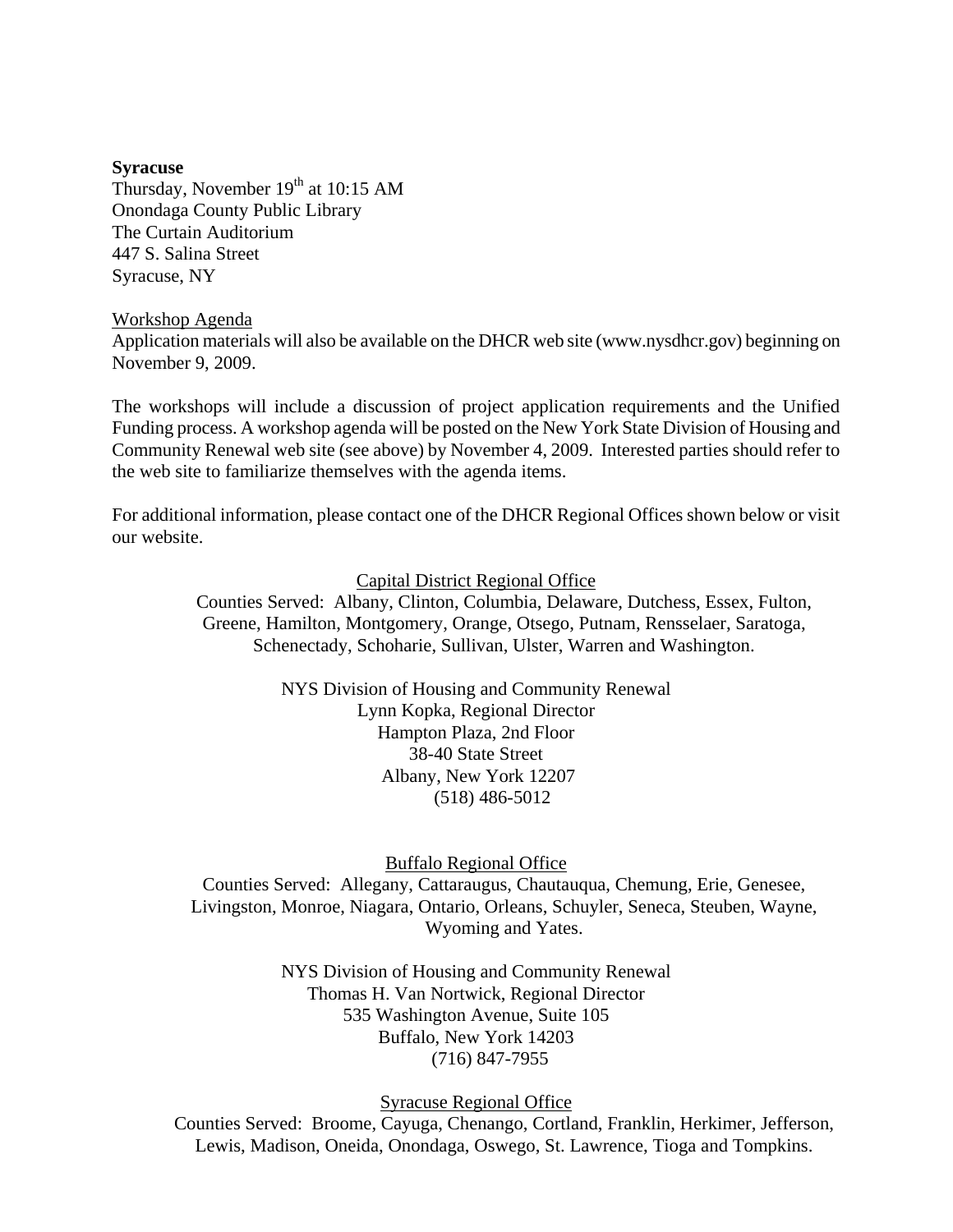**Syracuse**
Thursday, November 19th at 10:15 AM
Onondaga County Public Library
The Curtain Auditorium
447 S. Salina Street
Syracuse, NY

Workshop Agenda
Application materials will also be available on the DHCR web site (www.nysdhcr.gov) beginning on November 9, 2009.

The workshops will include a discussion of project application requirements and the Unified Funding process. A workshop agenda will be posted on the New York State Division of Housing and Community Renewal web site (see above) by November 4, 2009. Interested parties should refer to the web site to familiarize themselves with the agenda items.

For additional information, please contact one of the DHCR Regional Offices shown below or visit our website.

Capital District Regional Office
Counties Served: Albany, Clinton, Columbia, Delaware, Dutchess, Essex, Fulton, Greene, Hamilton, Montgomery, Orange, Otsego, Putnam, Rensselaer, Saratoga, Schenectady, Schoharie, Sullivan, Ulster, Warren and Washington.

NYS Division of Housing and Community Renewal
Lynn Kopka, Regional Director
Hampton Plaza, 2nd Floor
38-40 State Street
Albany, New York 12207
(518) 486-5012

Buffalo Regional Office
Counties Served: Allegany, Cattaraugus, Chautauqua, Chemung, Erie, Genesee, Livingston, Monroe, Niagara, Ontario, Orleans, Schuyler, Seneca, Steuben, Wayne, Wyoming and Yates.

NYS Division of Housing and Community Renewal
Thomas H. Van Nortwick, Regional Director
535 Washington Avenue, Suite 105
Buffalo, New York 14203
(716) 847-7955

Syracuse Regional Office
Counties Served: Broome, Cayuga, Chenango, Cortland, Franklin, Herkimer, Jefferson, Lewis, Madison, Oneida, Onondaga, Oswego, St. Lawrence, Tioga and Tompkins.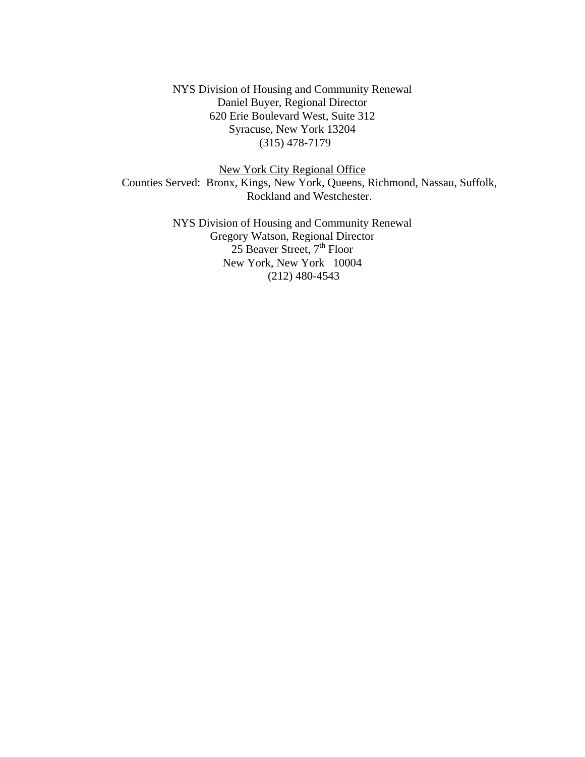NYS Division of Housing and Community Renewal
Daniel Buyer, Regional Director
620 Erie Boulevard West, Suite 312
Syracuse, New York 13204
(315) 478-7179

<u>New York City Regional Office</u>
Counties Served: Bronx, Kings, New York, Queens, Richmond, Nassau, Suffolk, Rockland and Westchester.

NYS Division of Housing and Community Renewal
Gregory Watson, Regional Director
25 Beaver Street, 7th Floor
New York, New York 10004
(212) 480-4543